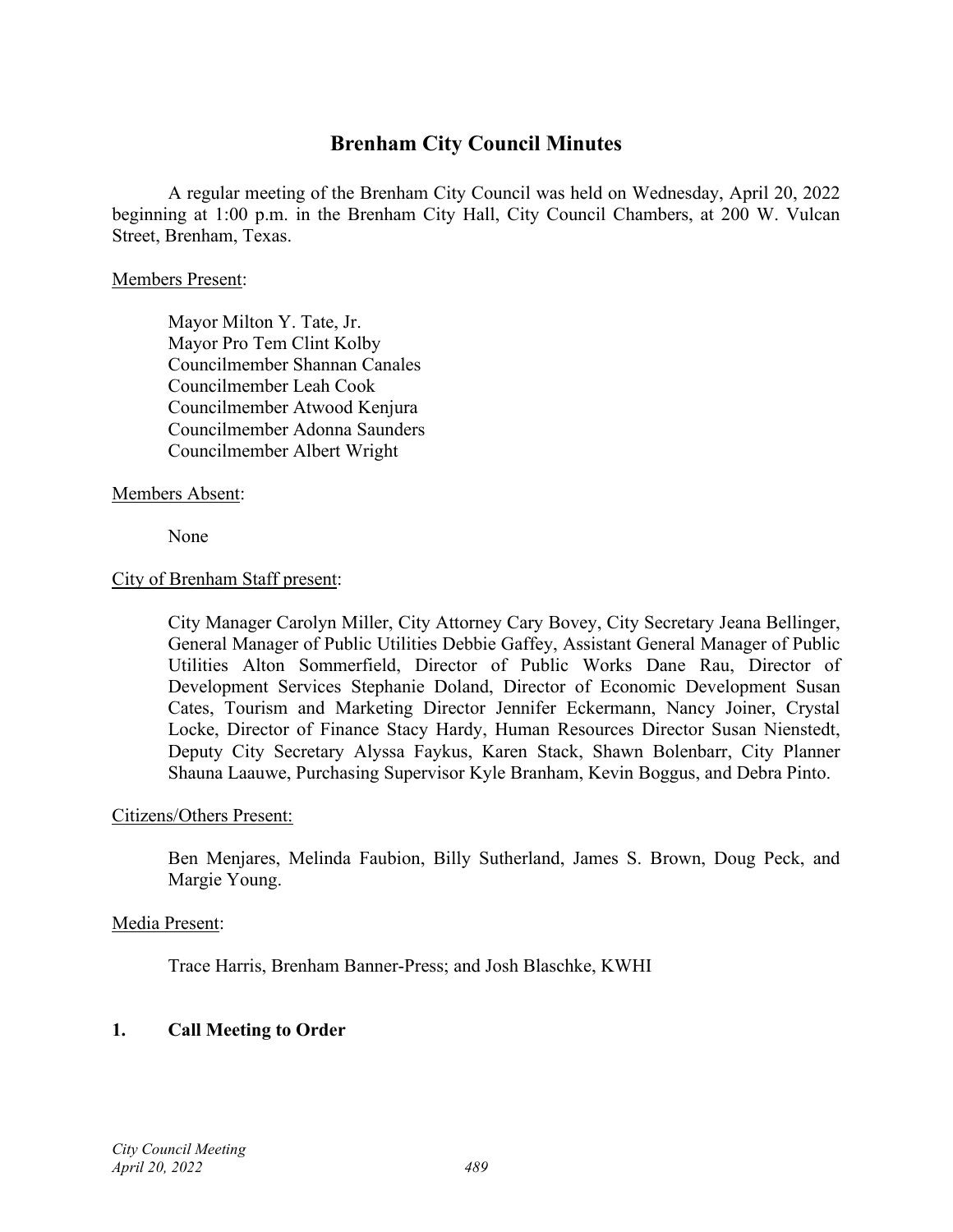# Brenham City Council Minutes

A regular meeting of the Brenham City Council was held on Wednesday, April 20, 2022 beginning at 1:00 p.m. in the Brenham City Hall, City Council Chambers, at 200 W. Vulcan Street, Brenham, Texas.

Members Present:

Mayor Milton Y. Tate, Jr.
Mayor Pro Tem Clint Kolby
Councilmember Shannan Canales
Councilmember Leah Cook
Councilmember Atwood Kenjura
Councilmember Adonna Saunders
Councilmember Albert Wright

Members Absent:

None

City of Brenham Staff present:

City Manager Carolyn Miller, City Attorney Cary Bovey, City Secretary Jeana Bellinger, General Manager of Public Utilities Debbie Gaffey, Assistant General Manager of Public Utilities Alton Sommerfield, Director of Public Works Dane Rau, Director of Development Services Stephanie Doland, Director of Economic Development Susan Cates, Tourism and Marketing Director Jennifer Eckermann, Nancy Joiner, Crystal Locke, Director of Finance Stacy Hardy, Human Resources Director Susan Nienstedt, Deputy City Secretary Alyssa Faykus, Karen Stack, Shawn Bolenbarr, City Planner Shauna Laauwe, Purchasing Supervisor Kyle Branham, Kevin Boggus, and Debra Pinto.

Citizens/Others Present:

Ben Menjares, Melinda Faubion, Billy Sutherland, James S. Brown, Doug Peck, and Margie Young.

Media Present:

Trace Harris, Brenham Banner-Press; and Josh Blaschke, KWHI

## 1. Call Meeting to Order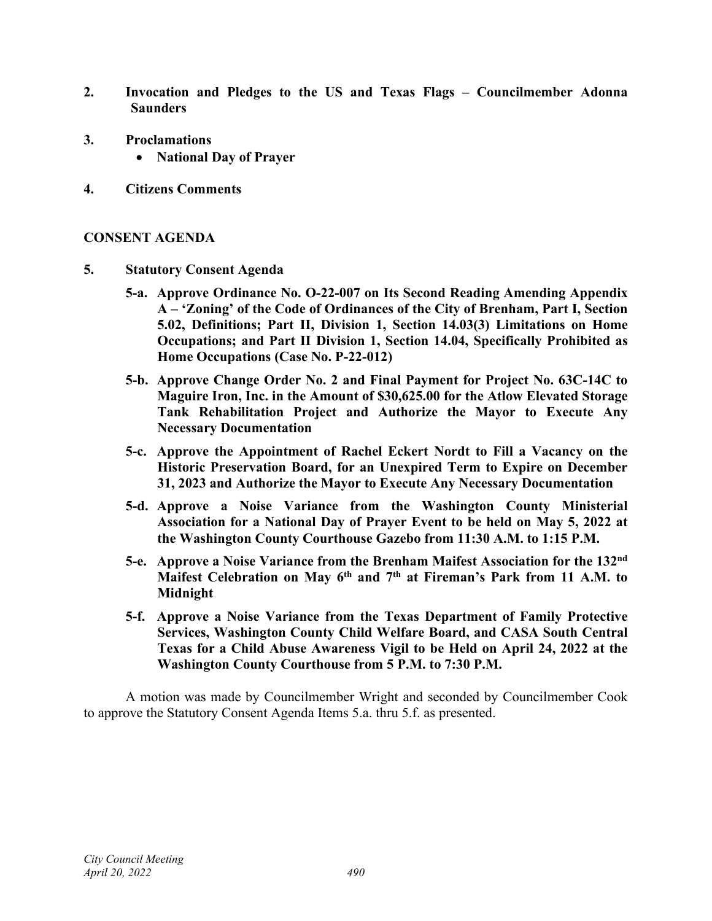**2. Invocation and Pledges to the US and Texas Flags – Councilmember Adonna Saunders**

**3. Proclamations**

- **National Day of Prayer**

**4. Citizens Comments**

## CONSENT AGENDA

**5. Statutory Consent Agenda**

**5-a. Approve Ordinance No. O-22-007 on Its Second Reading Amending Appendix A – 'Zoning' of the Code of Ordinances of the City of Brenham, Part I, Section 5.02, Definitions; Part II, Division 1, Section 14.03(3) Limitations on Home Occupations; and Part II Division 1, Section 14.04, Specifically Prohibited as Home Occupations (Case No. P-22-012)**

**5-b. Approve Change Order No. 2 and Final Payment for Project No. 63C-14C to Maguire Iron, Inc. in the Amount of $30,625.00 for the Atlow Elevated Storage Tank Rehabilitation Project and Authorize the Mayor to Execute Any Necessary Documentation**

**5-c. Approve the Appointment of Rachel Eckert Nordt to Fill a Vacancy on the Historic Preservation Board, for an Unexpired Term to Expire on December 31, 2023 and Authorize the Mayor to Execute Any Necessary Documentation**

**5-d. Approve a Noise Variance from the Washington County Ministerial Association for a National Day of Prayer Event to be held on May 5, 2022 at the Washington County Courthouse Gazebo from 11:30 A.M. to 1:15 P.M.**

**5-e. Approve a Noise Variance from the Brenham Maifest Association for the 132nd Maifest Celebration on May 6th and 7th at Fireman's Park from 11 A.M. to Midnight**

**5-f. Approve a Noise Variance from the Texas Department of Family Protective Services, Washington County Child Welfare Board, and CASA South Central Texas for a Child Abuse Awareness Vigil to be Held on April 24, 2022 at the Washington County Courthouse from 5 P.M. to 7:30 P.M.**

A motion was made by Councilmember Wright and seconded by Councilmember Cook to approve the Statutory Consent Agenda Items 5.a. thru 5.f. as presented.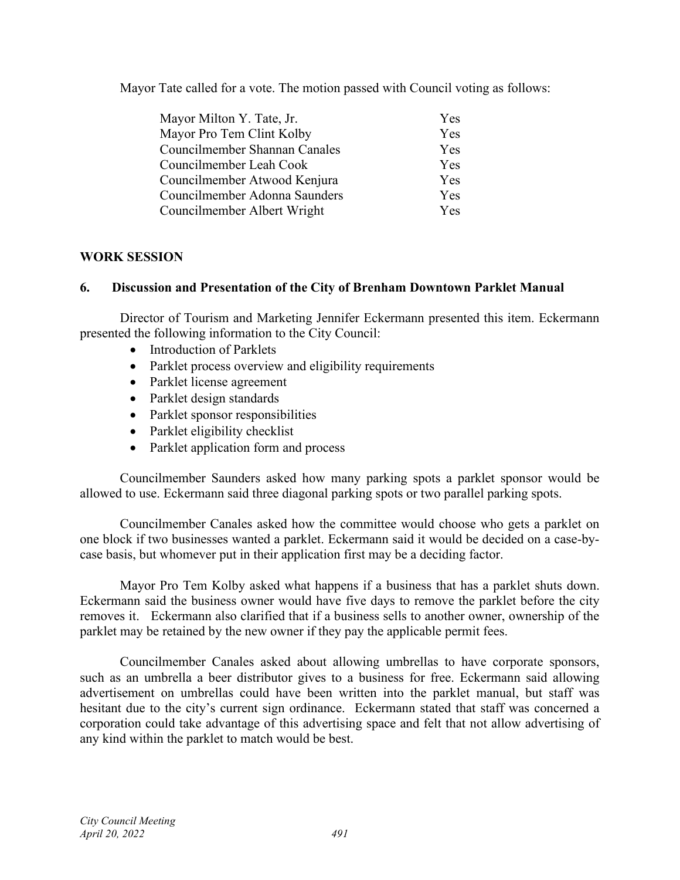Mayor Tate called for a vote. The motion passed with Council voting as follows:

| | |
|---|---|
| Mayor Milton Y. Tate, Jr. | Yes |
| Mayor Pro Tem Clint Kolby | Yes |
| Councilmember Shannan Canales | Yes |
| Councilmember Leah Cook | Yes |
| Councilmember Atwood Kenjura | Yes |
| Councilmember Adonna Saunders | Yes |
| Councilmember Albert Wright | Yes |

**WORK SESSION**

**6. Discussion and Presentation of the City of Brenham Downtown Parklet Manual**

Director of Tourism and Marketing Jennifer Eckermann presented this item. Eckermann presented the following information to the City Council:

- Introduction of Parklets
- Parklet process overview and eligibility requirements
- Parklet license agreement
- Parklet design standards
- Parklet sponsor responsibilities
- Parklet eligibility checklist
- Parklet application form and process

Councilmember Saunders asked how many parking spots a parklet sponsor would be allowed to use. Eckermann said three diagonal parking spots or two parallel parking spots.

Councilmember Canales asked how the committee would choose who gets a parklet on one block if two businesses wanted a parklet. Eckermann said it would be decided on a case-by-case basis, but whomever put in their application first may be a deciding factor.

Mayor Pro Tem Kolby asked what happens if a business that has a parklet shuts down. Eckermann said the business owner would have five days to remove the parklet before the city removes it. Eckermann also clarified that if a business sells to another owner, ownership of the parklet may be retained by the new owner if they pay the applicable permit fees.

Councilmember Canales asked about allowing umbrellas to have corporate sponsors, such as an umbrella a beer distributor gives to a business for free. Eckermann said allowing advertisement on umbrellas could have been written into the parklet manual, but staff was hesitant due to the city's current sign ordinance. Eckermann stated that staff was concerned a corporation could take advantage of this advertising space and felt that not allow advertising of any kind within the parklet to match would be best.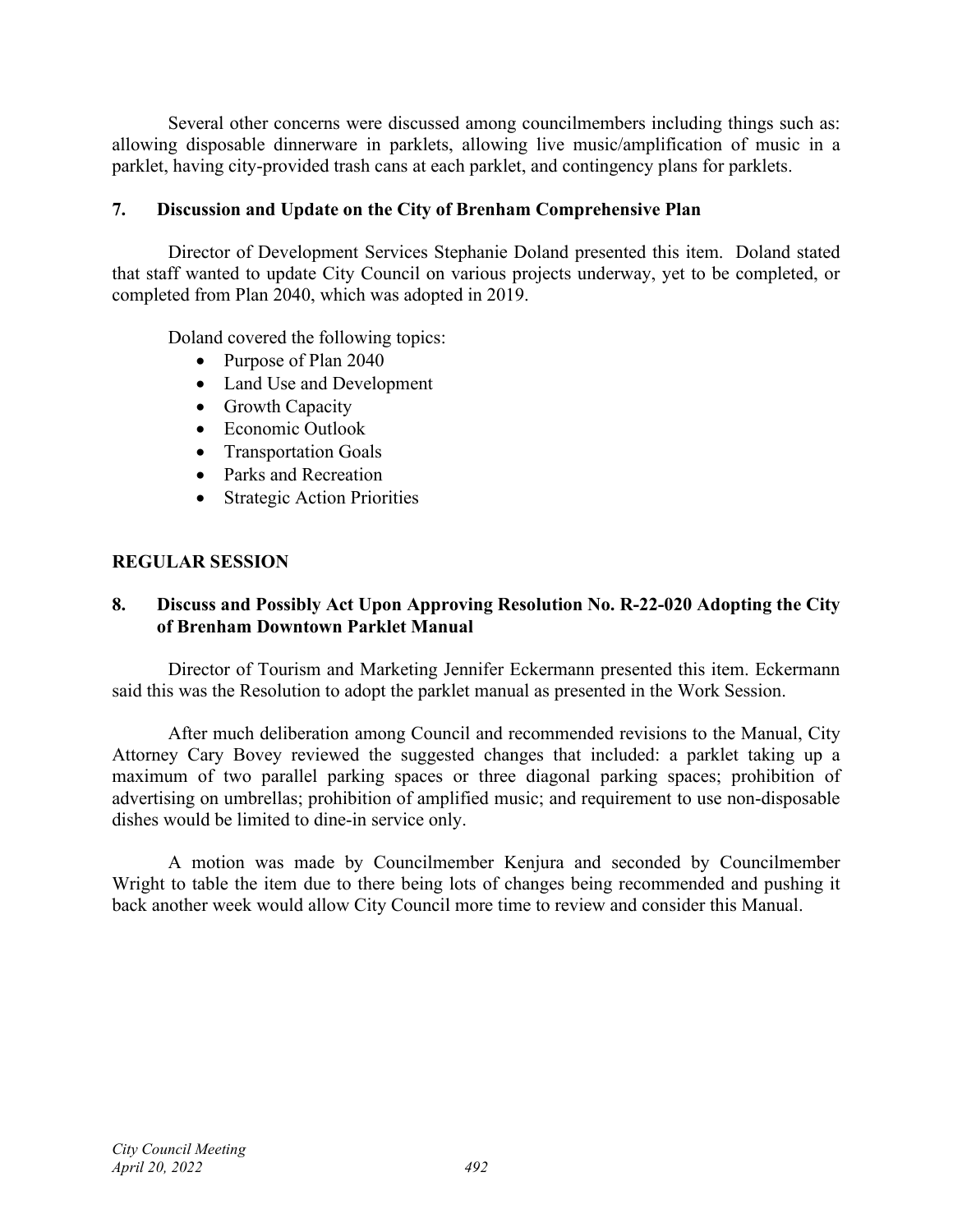Several other concerns were discussed among councilmembers including things such as: allowing disposable dinnerware in parklets, allowing live music/amplification of music in a parklet, having city-provided trash cans at each parklet, and contingency plans for parklets.

### 7. Discussion and Update on the City of Brenham Comprehensive Plan

Director of Development Services Stephanie Doland presented this item. Doland stated that staff wanted to update City Council on various projects underway, yet to be completed, or completed from Plan 2040, which was adopted in 2019.

Doland covered the following topics:

- Purpose of Plan 2040
- Land Use and Development
- Growth Capacity
- Economic Outlook
- Transportation Goals
- Parks and Recreation
- Strategic Action Priorities

## REGULAR SESSION

### 8. Discuss and Possibly Act Upon Approving Resolution No. R-22-020 Adopting the City of Brenham Downtown Parklet Manual

Director of Tourism and Marketing Jennifer Eckermann presented this item. Eckermann said this was the Resolution to adopt the parklet manual as presented in the Work Session.

After much deliberation among Council and recommended revisions to the Manual, City Attorney Cary Bovey reviewed the suggested changes that included: a parklet taking up a maximum of two parallel parking spaces or three diagonal parking spaces; prohibition of advertising on umbrellas; prohibition of amplified music; and requirement to use non-disposable dishes would be limited to dine-in service only.

A motion was made by Councilmember Kenjura and seconded by Councilmember Wright to table the item due to there being lots of changes being recommended and pushing it back another week would allow City Council more time to review and consider this Manual.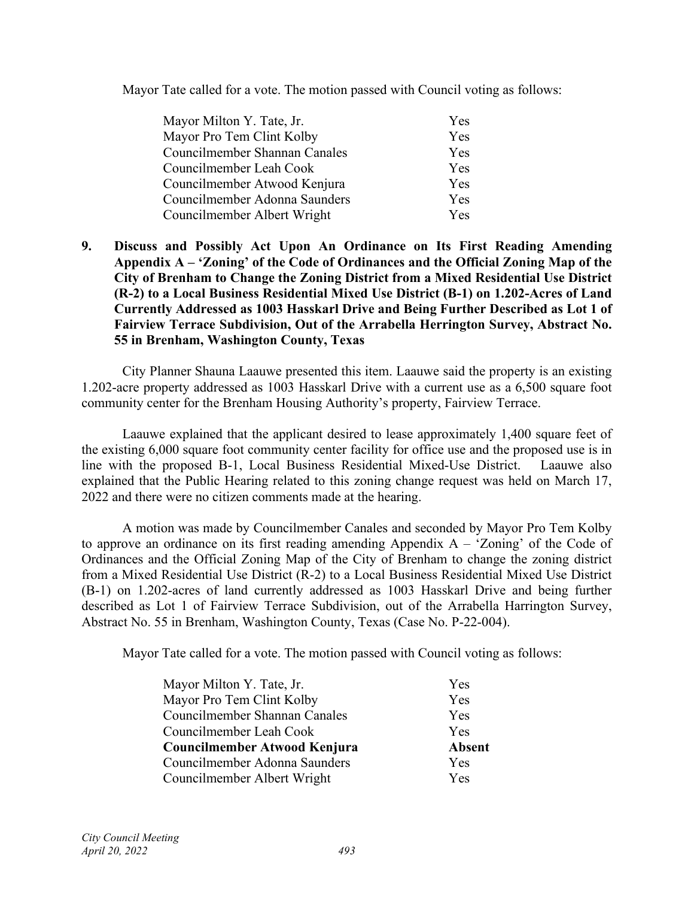Mayor Tate called for a vote. The motion passed with Council voting as follows:

| | |
|---|---|
| Mayor Milton Y. Tate, Jr. | Yes |
| Mayor Pro Tem Clint Kolby | Yes |
| Councilmember Shannan Canales | Yes |
| Councilmember Leah Cook | Yes |
| Councilmember Atwood Kenjura | Yes |
| Councilmember Adonna Saunders | Yes |
| Councilmember Albert Wright | Yes |

**9. Discuss and Possibly Act Upon An Ordinance on Its First Reading Amending Appendix A – 'Zoning' of the Code of Ordinances and the Official Zoning Map of the City of Brenham to Change the Zoning District from a Mixed Residential Use District (R-2) to a Local Business Residential Mixed Use District (B-1) on 1.202-Acres of Land Currently Addressed as 1003 Hasskarl Drive and Being Further Described as Lot 1 of Fairview Terrace Subdivision, Out of the Arrabella Herrington Survey, Abstract No. 55 in Brenham, Washington County, Texas**

City Planner Shauna Laauwe presented this item. Laauwe said the property is an existing 1.202-acre property addressed as 1003 Hasskarl Drive with a current use as a 6,500 square foot community center for the Brenham Housing Authority's property, Fairview Terrace.

Laauwe explained that the applicant desired to lease approximately 1,400 square feet of the existing 6,000 square foot community center facility for office use and the proposed use is in line with the proposed B-1, Local Business Residential Mixed-Use District. Laauwe also explained that the Public Hearing related to this zoning change request was held on March 17, 2022 and there were no citizen comments made at the hearing.

A motion was made by Councilmember Canales and seconded by Mayor Pro Tem Kolby to approve an ordinance on its first reading amending Appendix A – 'Zoning' of the Code of Ordinances and the Official Zoning Map of the City of Brenham to change the zoning district from a Mixed Residential Use District (R-2) to a Local Business Residential Mixed Use District (B-1) on 1.202-acres of land currently addressed as 1003 Hasskarl Drive and being further described as Lot 1 of Fairview Terrace Subdivision, out of the Arrabella Harrington Survey, Abstract No. 55 in Brenham, Washington County, Texas (Case No. P-22-004).

Mayor Tate called for a vote. The motion passed with Council voting as follows:

| | |
|---|---|
| Mayor Milton Y. Tate, Jr. | Yes |
| Mayor Pro Tem Clint Kolby | Yes |
| Councilmember Shannan Canales | Yes |
| Councilmember Leah Cook | Yes |
| **Councilmember Atwood Kenjura** | **Absent** |
| Councilmember Adonna Saunders | Yes |
| Councilmember Albert Wright | Yes |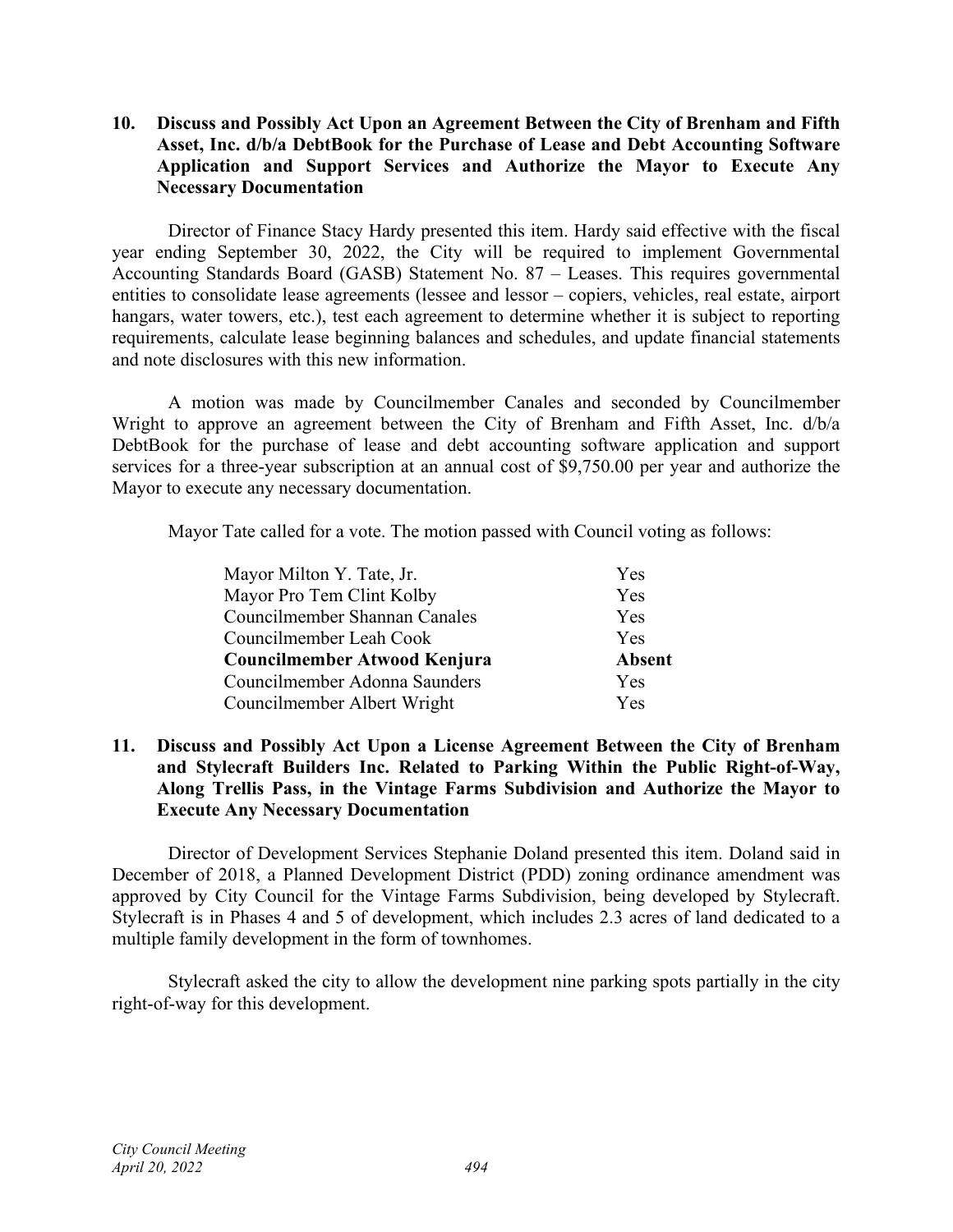**10. Discuss and Possibly Act Upon an Agreement Between the City of Brenham and Fifth Asset, Inc. d/b/a DebtBook for the Purchase of Lease and Debt Accounting Software Application and Support Services and Authorize the Mayor to Execute Any Necessary Documentation**

Director of Finance Stacy Hardy presented this item. Hardy said effective with the fiscal year ending September 30, 2022, the City will be required to implement Governmental Accounting Standards Board (GASB) Statement No. 87 – Leases. This requires governmental entities to consolidate lease agreements (lessee and lessor – copiers, vehicles, real estate, airport hangars, water towers, etc.), test each agreement to determine whether it is subject to reporting requirements, calculate lease beginning balances and schedules, and update financial statements and note disclosures with this new information.

A motion was made by Councilmember Canales and seconded by Councilmember Wright to approve an agreement between the City of Brenham and Fifth Asset, Inc. d/b/a DebtBook for the purchase of lease and debt accounting software application and support services for a three-year subscription at an annual cost of $9,750.00 per year and authorize the Mayor to execute any necessary documentation.

Mayor Tate called for a vote. The motion passed with Council voting as follows:

| | |
|---|---|
| Mayor Milton Y. Tate, Jr. | Yes |
| Mayor Pro Tem Clint Kolby | Yes |
| Councilmember Shannan Canales | Yes |
| Councilmember Leah Cook | Yes |
| **Councilmember Atwood Kenjura** | **Absent** |
| Councilmember Adonna Saunders | Yes |
| Councilmember Albert Wright | Yes |

**11. Discuss and Possibly Act Upon a License Agreement Between the City of Brenham and Stylecraft Builders Inc. Related to Parking Within the Public Right-of-Way, Along Trellis Pass, in the Vintage Farms Subdivision and Authorize the Mayor to Execute Any Necessary Documentation**

Director of Development Services Stephanie Doland presented this item. Doland said in December of 2018, a Planned Development District (PDD) zoning ordinance amendment was approved by City Council for the Vintage Farms Subdivision, being developed by Stylecraft. Stylecraft is in Phases 4 and 5 of development, which includes 2.3 acres of land dedicated to a multiple family development in the form of townhomes.

Stylecraft asked the city to allow the development nine parking spots partially in the city right-of-way for this development.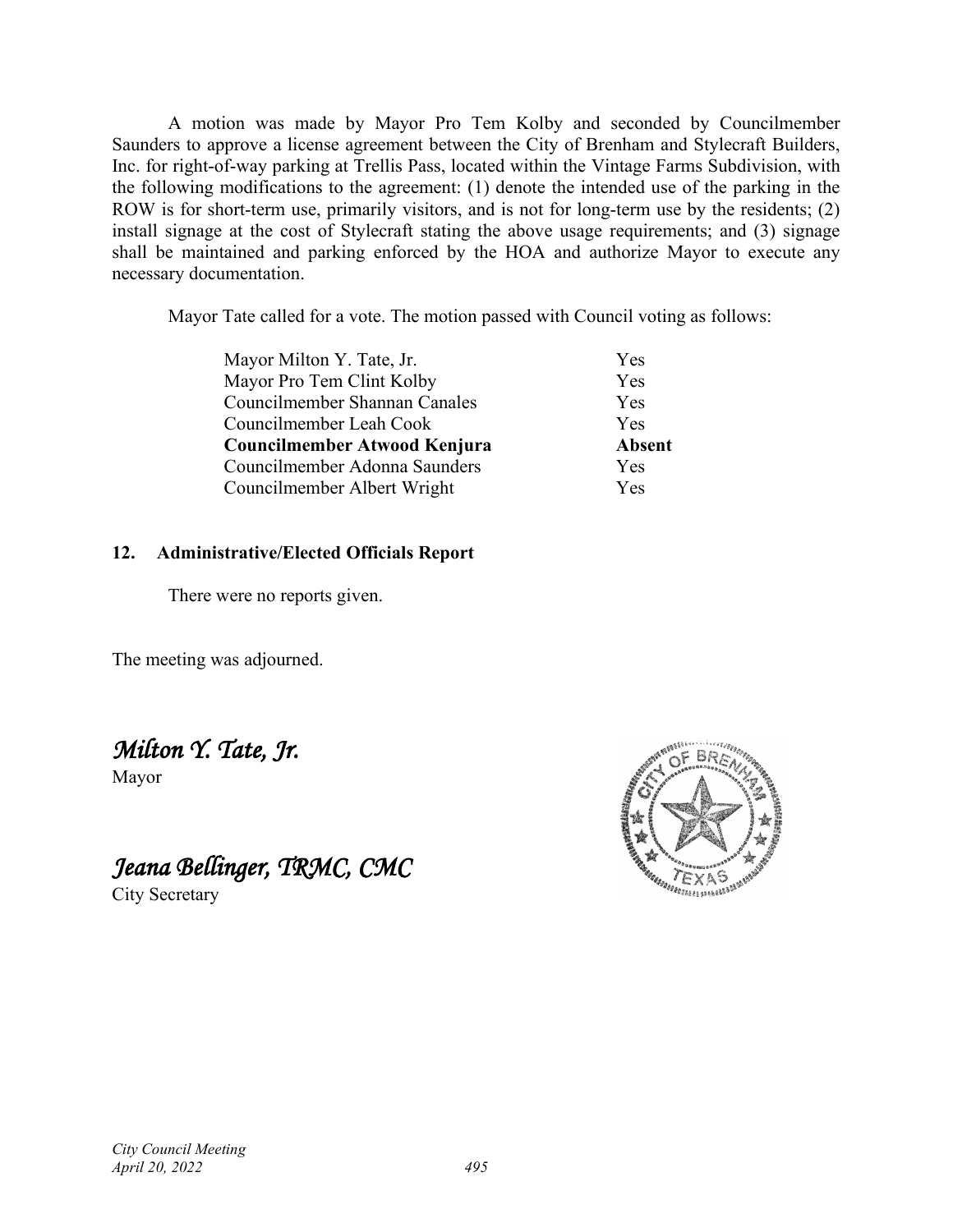A motion was made by Mayor Pro Tem Kolby and seconded by Councilmember Saunders to approve a license agreement between the City of Brenham and Stylecraft Builders, Inc. for right-of-way parking at Trellis Pass, located within the Vintage Farms Subdivision, with the following modifications to the agreement: (1) denote the intended use of the parking in the ROW is for short-term use, primarily visitors, and is not for long-term use by the residents; (2) install signage at the cost of Stylecraft stating the above usage requirements; and (3) signage shall be maintained and parking enforced by the HOA and authorize Mayor to execute any necessary documentation.

Mayor Tate called for a vote. The motion passed with Council voting as follows:

| | |
|---|---|
| Mayor Milton Y. Tate, Jr. | Yes |
| Mayor Pro Tem Clint Kolby | Yes |
| Councilmember Shannan Canales | Yes |
| Councilmember Leah Cook | Yes |
| **Councilmember Atwood Kenjura** | **Absent** |
| Councilmember Adonna Saunders | Yes |
| Councilmember Albert Wright | Yes |

**12. Administrative/Elected Officials Report**

There were no reports given.

The meeting was adjourned.

*Milton Y. Tate, Jr.*
Mayor

*Jeana Bellinger, TRMC, CMC*
City Secretary